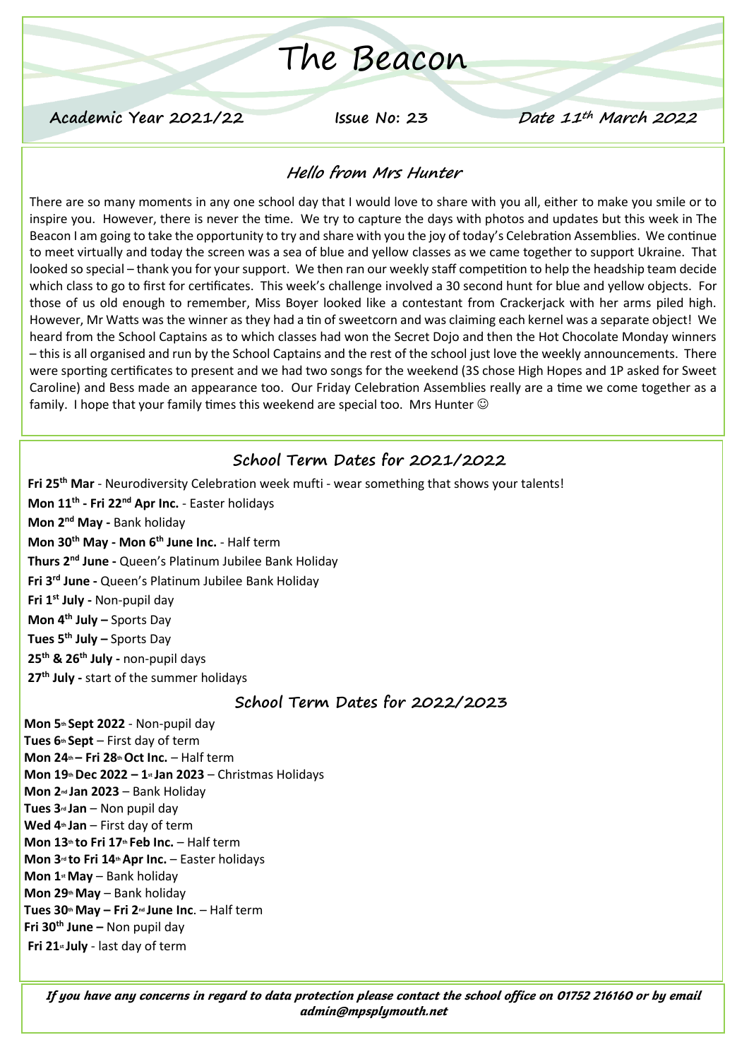# The Beacon

**Academic Year 2021/22** **Issue No: 23** ***Date 11th March 2022***

## Hello from Mrs Hunter

There are so many moments in any one school day that I would love to share with you all, either to make you smile or to inspire you. However, there is never the time. We try to capture the days with photos and updates but this week in The Beacon I am going to take the opportunity to try and share with you the joy of today's Celebration Assemblies. We continue to meet virtually and today the screen was a sea of blue and yellow classes as we came together to support Ukraine. That looked so special – thank you for your support. We then ran our weekly staff competition to help the headship team decide which class to go to first for certificates. This week's challenge involved a 30 second hunt for blue and yellow objects. For those of us old enough to remember, Miss Boyer looked like a contestant from Crackerjack with her arms piled high. However, Mr Watts was the winner as they had a tin of sweetcorn and was claiming each kernel was a separate object! We heard from the School Captains as to which classes had won the Secret Dojo and then the Hot Chocolate Monday winners – this is all organised and run by the School Captains and the rest of the school just love the weekly announcements. There were sporting certificates to present and we had two songs for the weekend (3S chose High Hopes and 1P asked for Sweet Caroline) and Bess made an appearance too. Our Friday Celebration Assemblies really are a time we come together as a family. I hope that your family times this weekend are special too. Mrs Hunter ☺

## School Term Dates for 2021/2022

**Fri 25th Mar** - Neurodiversity Celebration week mufti - wear something that shows your talents!
**Mon 11th - Fri 22nd Apr Inc.** - Easter holidays
**Mon 2nd May -** Bank holiday
**Mon 30th May - Mon 6th June Inc.** - Half term
**Thurs 2nd June -** Queen's Platinum Jubilee Bank Holiday
**Fri 3rd June -** Queen's Platinum Jubilee Bank Holiday
**Fri 1st July -** Non-pupil day
**Mon 4th July –** Sports Day
**Tues 5th July –** Sports Day
**25th & 26th July -** non-pupil days
**27th July -** start of the summer holidays

## School Term Dates for 2022/2023

**Mon 5th Sept 2022** - Non-pupil day
**Tues 6th Sept** – First day of term
**Mon 24th – Fri 28th Oct Inc.** – Half term
**Mon 19th Dec 2022 – 1st Jan 2023** – Christmas Holidays
**Mon 2nd Jan 2023** – Bank Holiday
**Tues 3rd Jan** – Non pupil day
**Wed 4th Jan** – First day of term
**Mon 13th to Fri 17th Feb Inc.** – Half term
**Mon 3rd to Fri 14th Apr Inc.** – Easter holidays
**Mon 1st May** – Bank holiday
**Mon 29th May** – Bank holiday
**Tues 30th May – Fri 2nd June Inc**. – Half term
**Fri 30th June –** Non pupil day
**Fri 21st July** - last day of term

***If you have any concerns in regard to data protection please contact the school office on 01752 216160 or by email admin@mpsplymouth.net***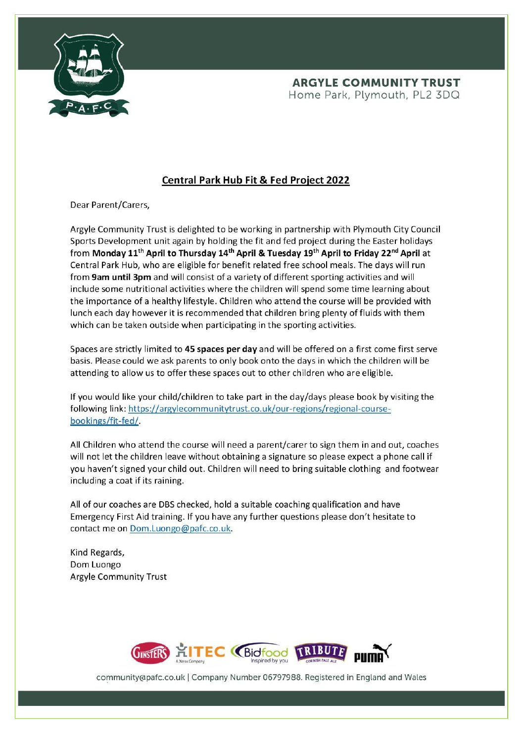**ARGYLE COMMUNITY TRUST**
Home Park, Plymouth, PL2 3DQ

## Central Park Hub Fit & Fed Project 2022

Dear Parent/Carers,

Argyle Community Trust is delighted to be working in partnership with Plymouth City Council Sports Development unit again by holding the fit and fed project during the Easter holidays from **Monday 11th April to Thursday 14th April & Tuesday 19th April to Friday 22nd April** at Central Park Hub, who are eligible for benefit related free school meals. The days will run from **9am until 3pm** and will consist of a variety of different sporting activities and will include some nutritional activities where the children will spend some time learning about the importance of a healthy lifestyle. Children who attend the course will be provided with lunch each day however it is recommended that children bring plenty of fluids with them which can be taken outside when participating in the sporting activities.

Spaces are strictly limited to **45 spaces per day** and will be offered on a first come first serve basis. Please could we ask parents to only book onto the days in which the children will be attending to allow us to offer these spaces out to other children who are eligible.

If you would like your child/children to take part in the day/days please book by visiting the following link: https://argylecommunitytrust.co.uk/our-regions/regional-course-bookings/fit-fed/.

All Children who attend the course will need a parent/carer to sign them in and out, coaches will not let the children leave without obtaining a signature so please expect a phone call if you haven't signed your child out. Children will need to bring suitable clothing and footwear including a coat if its raining.

All of our coaches are DBS checked, hold a suitable coaching qualification and have Emergency First Aid training. If you have any further questions please don't hesitate to contact me on Dom.Luongo@pafc.co.uk.

Kind Regards,
Dom Luongo
Argyle Community Trust

community@pafc.co.uk | Company Number 06797988. Registered in England and Wales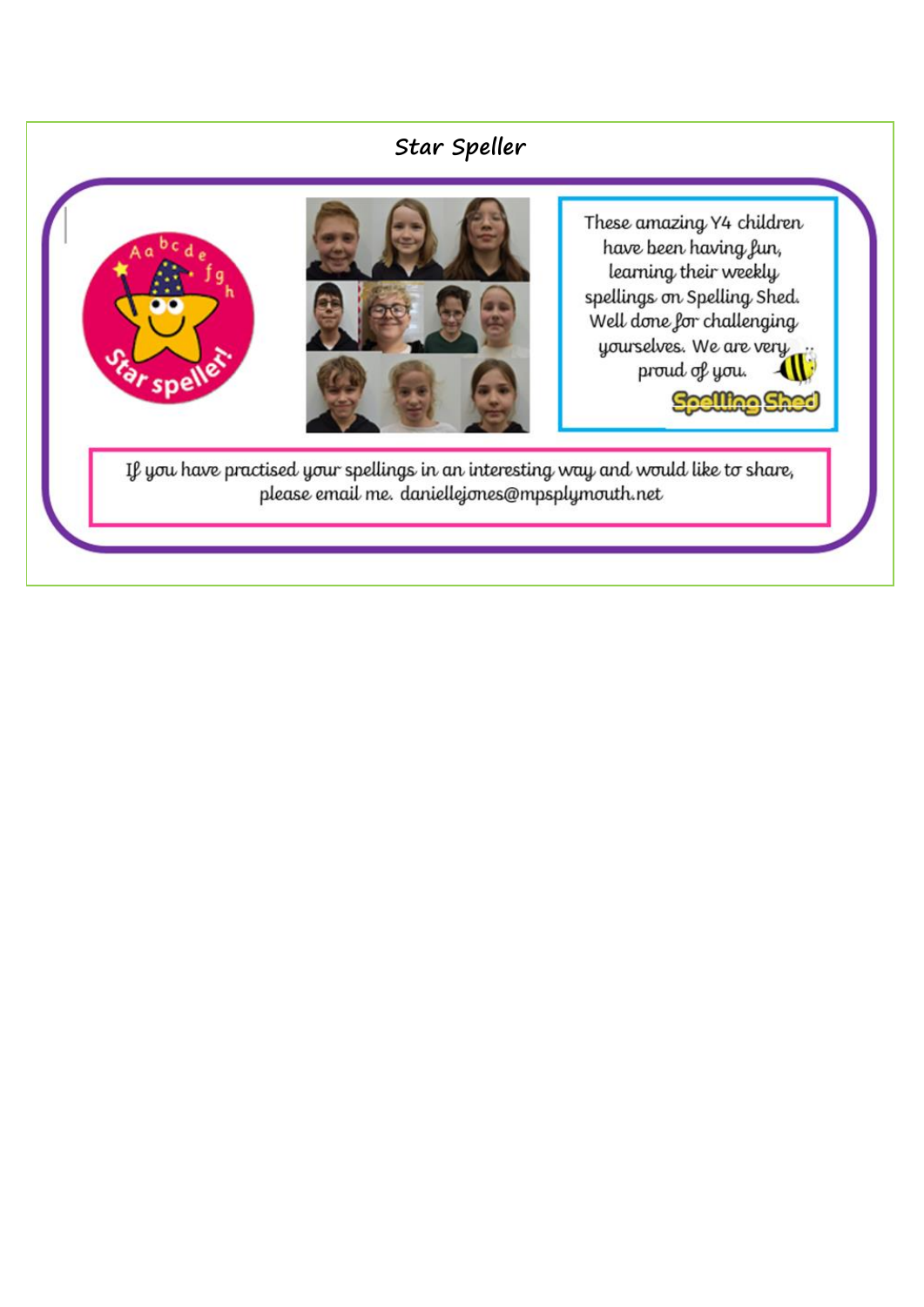## Star Speller

These amazing Y4 children have been having fun, learning their weekly spellings on Spelling Shed. Well done for challenging yourselves. We are very proud of you.

Spelling Shed

If you have practised your spellings in an interesting way and would like to share, please email me. daniellejones@mpsplymouth.net